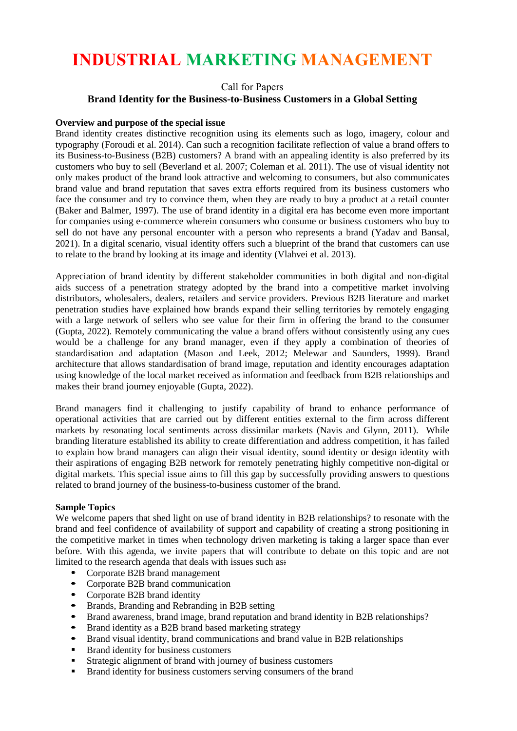# INDUSTRIAL MARKETING MANAGEMENT

Call for Papers

**Brand Identity for the Business-to-Business Customers in a Global Setting**

**Overview and purpose of the special issue**

Brand identity creates distinctive recognition using its elements such as logo, imagery, colour and typography (Foroudi et al. 2014). Can such a recognition facilitate reflection of value a brand offers to its Business-to-Business (B2B) customers? A brand with an appealing identity is also preferred by its customers who buy to sell (Beverland et al. 2007; Coleman et al. 2011). The use of visual identity not only makes product of the brand look attractive and welcoming to consumers, but also communicates brand value and brand reputation that saves extra efforts required from its business customers who face the consumer and try to convince them, when they are ready to buy a product at a retail counter (Baker and Balmer, 1997). The use of brand identity in a digital era has become even more important for companies using e-commerce wherein consumers who consume or business customers who buy to sell do not have any personal encounter with a person who represents a brand (Yadav and Bansal, 2021). In a digital scenario, visual identity offers such a blueprint of the brand that customers can use to relate to the brand by looking at its image and identity (Vlahvei et al. 2013).

Appreciation of brand identity by different stakeholder communities in both digital and non-digital aids success of a penetration strategy adopted by the brand into a competitive market involving distributors, wholesalers, dealers, retailers and service providers. Previous B2B literature and market penetration studies have explained how brands expand their selling territories by remotely engaging with a large network of sellers who see value for their firm in offering the brand to the consumer (Gupta, 2022). Remotely communicating the value a brand offers without consistently using any cues would be a challenge for any brand manager, even if they apply a combination of theories of standardisation and adaptation (Mason and Leek, 2012; Melewar and Saunders, 1999). Brand architecture that allows standardisation of brand image, reputation and identity encourages adaptation using knowledge of the local market received as information and feedback from B2B relationships and makes their brand journey enjoyable (Gupta, 2022).

Brand managers find it challenging to justify capability of brand to enhance performance of operational activities that are carried out by different entities external to the firm across different markets by resonating local sentiments across dissimilar markets (Navis and Glynn, 2011). While branding literature established its ability to create differentiation and address competition, it has failed to explain how brand managers can align their visual identity, sound identity or design identity with their aspirations of engaging B2B network for remotely penetrating highly competitive non-digital or digital markets. This special issue aims to fill this gap by successfully providing answers to questions related to brand journey of the business-to-business customer of the brand.

**Sample Topics**

We welcome papers that shed light on use of brand identity in B2B relationships? to resonate with the brand and feel confidence of availability of support and capability of creating a strong positioning in the competitive market in times when technology driven marketing is taking a larger space than ever before. With this agenda, we invite papers that will contribute to debate on this topic and are not limited to the research agenda that deals with issues such as:

- Corporate B2B brand management
- Corporate B2B brand communication
- Corporate B2B brand identity
- Brands, Branding and Rebranding in B2B setting
- Brand awareness, brand image, brand reputation and brand identity in B2B relationships?
- Brand identity as a B2B brand based marketing strategy
- Brand visual identity, brand communications and brand value in B2B relationships
- Brand identity for business customers
- Strategic alignment of brand with journey of business customers
- Brand identity for business customers serving consumers of the brand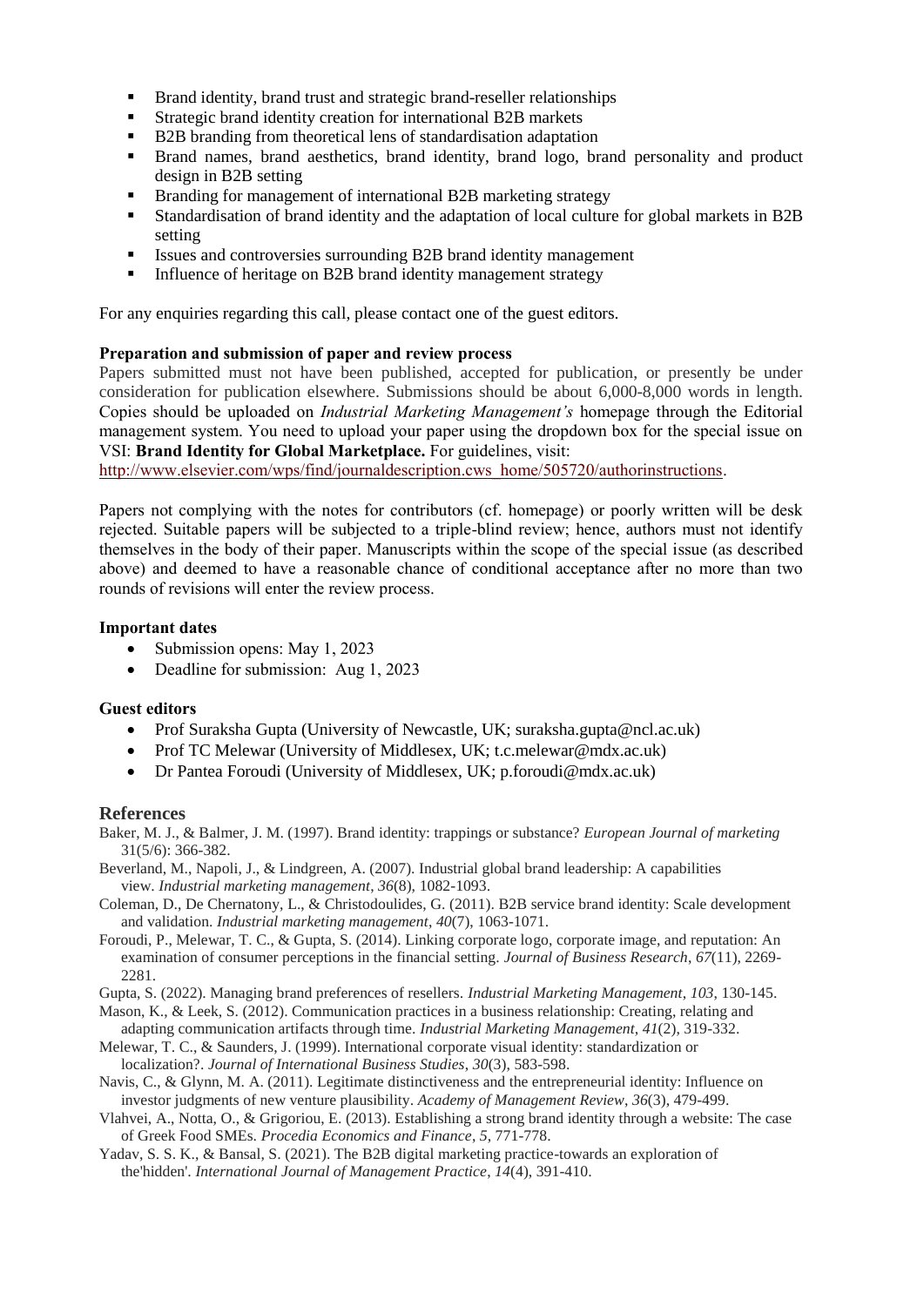- Brand identity, brand trust and strategic brand-reseller relationships
- Strategic brand identity creation for international B2B markets
- B2B branding from theoretical lens of standardisation adaptation
- Brand names, brand aesthetics, brand identity, brand logo, brand personality and product design in B2B setting
- Branding for management of international B2B marketing strategy
- Standardisation of brand identity and the adaptation of local culture for global markets in B2B setting
- Issues and controversies surrounding B2B brand identity management
- Influence of heritage on B2B brand identity management strategy

For any enquiries regarding this call, please contact one of the guest editors.

**Preparation and submission of paper and review process**

Papers submitted must not have been published, accepted for publication, or presently be under consideration for publication elsewhere. Submissions should be about 6,000-8,000 words in length. Copies should be uploaded on *Industrial Marketing Management's* homepage through the Editorial management system. You need to upload your paper using the dropdown box for the special issue on VSI: **Brand Identity for Global Marketplace.** For guidelines, visit:
http://www.elsevier.com/wps/find/journaldescription.cws_home/505720/authorinstructions.

Papers not complying with the notes for contributors (cf. homepage) or poorly written will be desk rejected. Suitable papers will be subjected to a triple-blind review; hence, authors must not identify themselves in the body of their paper. Manuscripts within the scope of the special issue (as described above) and deemed to have a reasonable chance of conditional acceptance after no more than two rounds of revisions will enter the review process.

**Important dates**

- Submission opens: May 1, 2023
- Deadline for submission: Aug 1, 2023

**Guest editors**

- Prof Suraksha Gupta (University of Newcastle, UK; suraksha.gupta@ncl.ac.uk)
- Prof TC Melewar (University of Middlesex, UK; t.c.melewar@mdx.ac.uk)
- Dr Pantea Foroudi (University of Middlesex, UK; p.foroudi@mdx.ac.uk)

## References

Baker, M. J., & Balmer, J. M. (1997). Brand identity: trappings or substance? *European Journal of marketing* 31(5/6): 366-382.

Beverland, M., Napoli, J., & Lindgreen, A. (2007). Industrial global brand leadership: A capabilities view. *Industrial marketing management*, *36*(8), 1082-1093.

Coleman, D., De Chernatony, L., & Christodoulides, G. (2011). B2B service brand identity: Scale development and validation. *Industrial marketing management*, *40*(7), 1063-1071.

Foroudi, P., Melewar, T. C., & Gupta, S. (2014). Linking corporate logo, corporate image, and reputation: An examination of consumer perceptions in the financial setting. *Journal of Business Research*, *67*(11), 2269-2281.

Gupta, S. (2022). Managing brand preferences of resellers. *Industrial Marketing Management*, *103*, 130-145.

Mason, K., & Leek, S. (2012). Communication practices in a business relationship: Creating, relating and adapting communication artifacts through time. *Industrial Marketing Management*, *41*(2), 319-332.

Melewar, T. C., & Saunders, J. (1999). International corporate visual identity: standardization or localization?. *Journal of International Business Studies*, *30*(3), 583-598.

Navis, C., & Glynn, M. A. (2011). Legitimate distinctiveness and the entrepreneurial identity: Influence on investor judgments of new venture plausibility. *Academy of Management Review*, *36*(3), 479-499.

Vlahvei, A., Notta, O., & Grigoriou, E. (2013). Establishing a strong brand identity through a website: The case of Greek Food SMEs. *Procedia Economics and Finance*, *5*, 771-778.

Yadav, S. S. K., & Bansal, S. (2021). The B2B digital marketing practice-towards an exploration of the'hidden'. *International Journal of Management Practice*, *14*(4), 391-410.